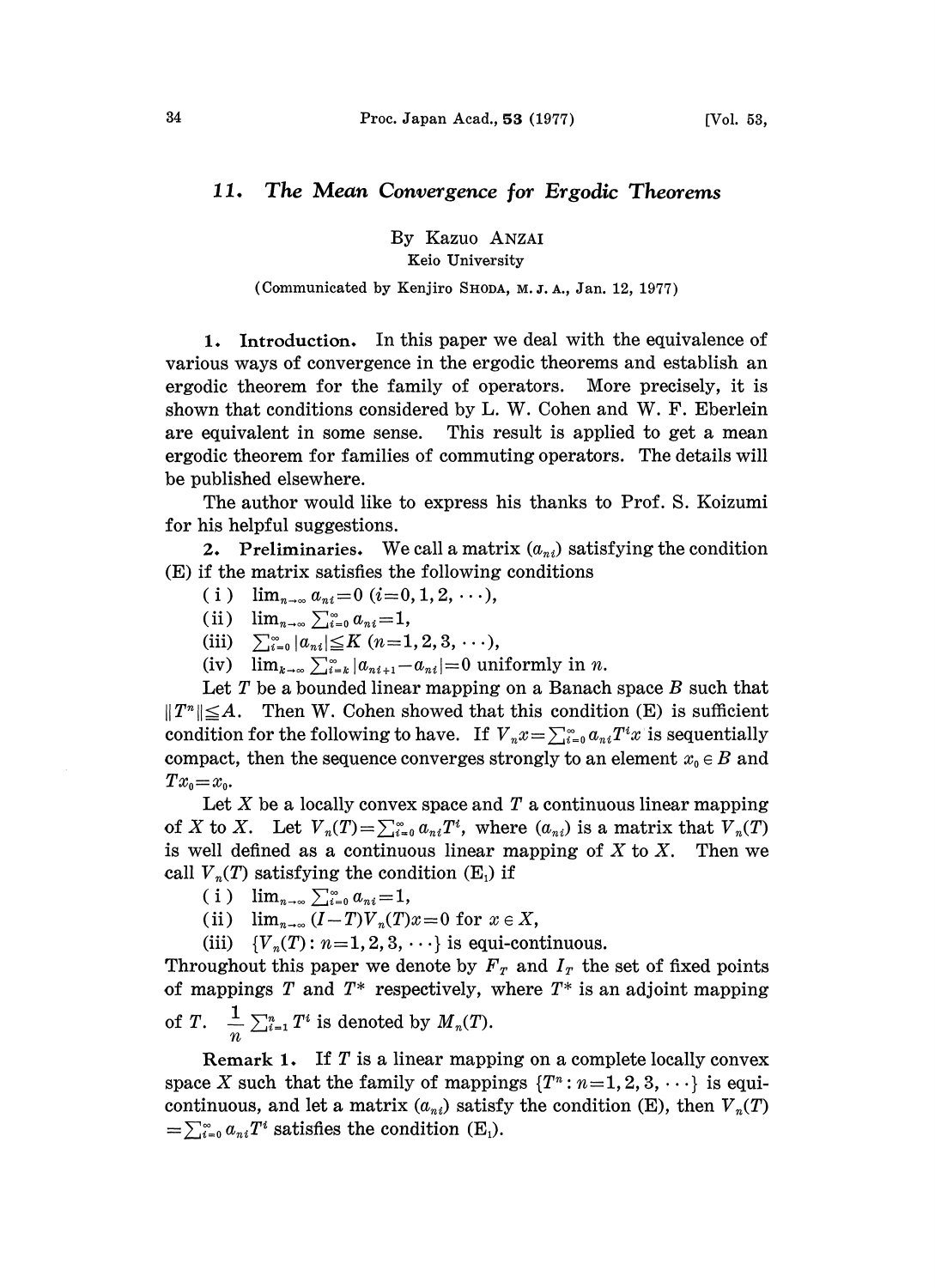# 11. *The Mean Convergence for Ergodic Theorems*

By Kazuo ANZAI

Keio University

(Communicated by Kenjiro SHODA, M. J. A., Jan. 12, 1977)

**1. Introduction.** In this paper we deal with the equivalence of various ways of convergence in the ergodic theorems and establish an ergodic theorem for the family of operators. More precisely, it is shown that conditions considered by L. W. Cohen and W. F. Eberlein are equivalent in some sense. This result is applied to get a mean ergodic theorem for families of commuting operators. The details will be published elsewhere.

The author would like to express his thanks to Prof. S. Koizumi for his helpful suggestions.

**2. Preliminaries.** We call a matrix $(a_{ni})$ satisfying the condition (E) if the matrix satisfies the following conditions

(i) $\lim_{n\to\infty} a_{ni}=0$ $(i=0,1,2,\cdots)$,

(ii) $\lim_{n\to\infty} \sum_{i=0}^{\infty} a_{ni}=1$,

(iii) $\sum_{i=0}^{\infty} |a_{ni}| \leqq K$ $(n=1,2,3,\cdots)$,

(iv) $\lim_{k\to\infty} \sum_{i=k}^{\infty} |a_{ni+1}-a_{ni}|=0$ uniformly in $n$.

Let $T$ be a bounded linear mapping on a Banach space $B$ such that $\|T^n\| \leqq A$. Then W. Cohen showed that this condition (E) is sufficient condition for the following to have. If $V_n x = \sum_{i=0}^{\infty} a_{ni} T^i x$ is sequentially compact, then the sequence converges strongly to an element $x_0 \in B$ and $Tx_0 = x_0$.

Let $X$ be a locally convex space and $T$ a continuous linear mapping of $X$ to $X$. Let $V_n(T)=\sum_{i=0}^{\infty} a_{ni} T^i$, where $(a_{ni})$ is a matrix that $V_n(T)$ is well defined as a continuous linear mapping of $X$ to $X$. Then we call $V_n(T)$ satisfying the condition $(\mathrm{E}_1)$ if

(i) $\lim_{n\to\infty} \sum_{i=0}^{\infty} a_{ni}=1$,

(ii) $\lim_{n\to\infty} (I-T)V_n(T)x=0$ for $x \in X$,

(iii) $\{V_n(T): n=1,2,3,\cdots\}$ is equi-continuous.

Throughout this paper we denote by $F_T$ and $I_T$ the set of fixed points of mappings $T$ and $T^*$ respectively, where $T^*$ is an adjoint mapping of $T$. $\frac{1}{n}\sum_{i=1}^{n} T^i$ is denoted by $M_n(T)$.

**Remark 1.** If $T$ is a linear mapping on a complete locally convex space $X$ such that the family of mappings $\{T^n: n=1,2,3,\cdots\}$ is equi-continuous, and let a matrix $(a_{ni})$ satisfy the condition (E), then $V_n(T) = \sum_{i=0}^{\infty} a_{ni} T^i$ satisfies the condition $(\mathrm{E}_1)$.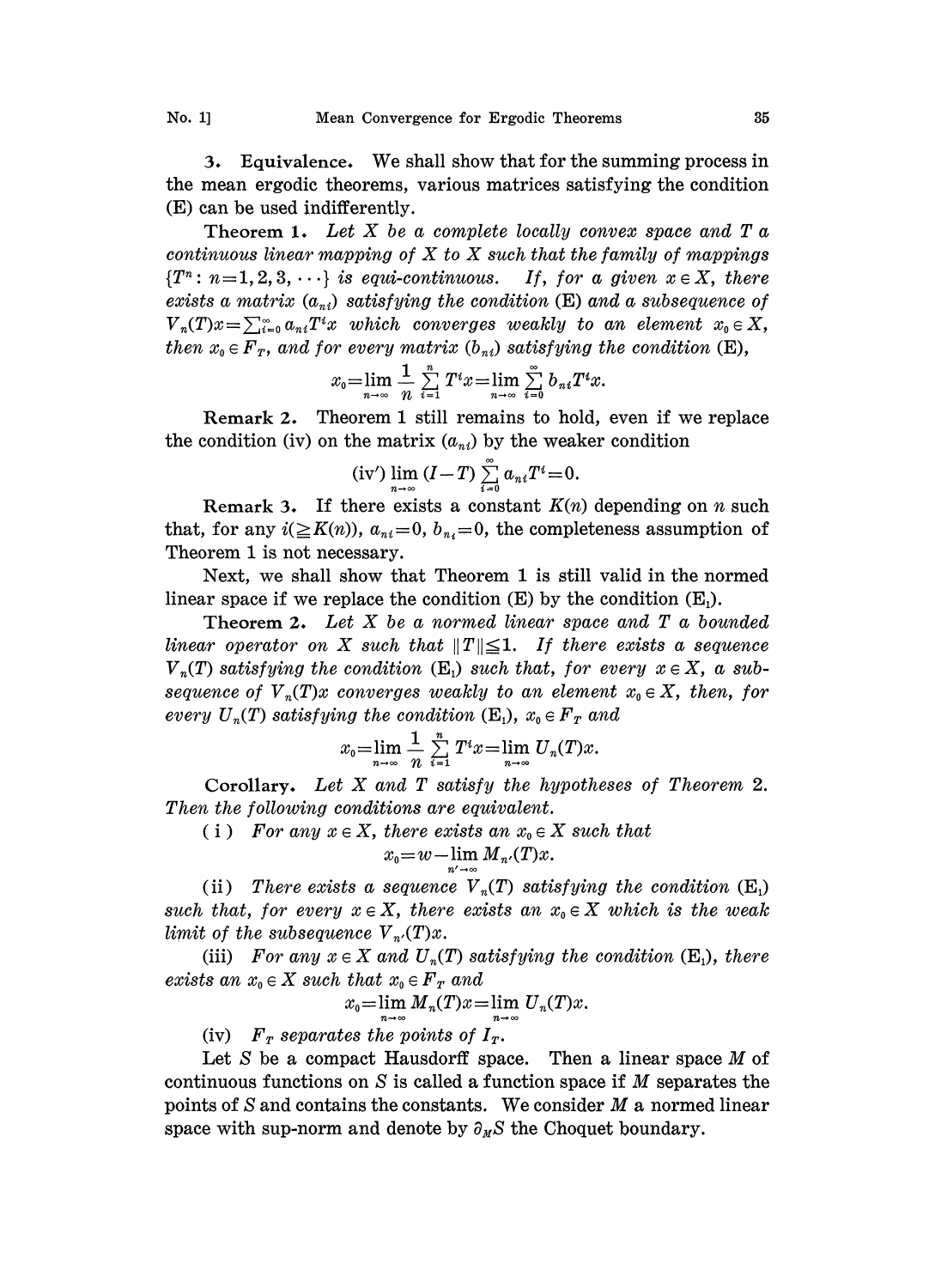**3. Equivalence.** We shall show that for the summing process in the mean ergodic theorems, various matrices satisfying the condition (E) can be used indifferently.

**Theorem 1.** *Let $X$ be a complete locally convex space and $T$ a continuous linear mapping of $X$ to $X$ such that the family of mappings $\{T^n: n=1,2,3,\cdots\}$ is equi-continuous. If, for a given $x \in X$, there exists a matrix $(a_{ni})$ satisfying the condition* (E) *and a subsequence of $V_n(T)x=\sum_{i=0}^{\infty} a_{ni}T^i x$ which converges weakly to an element $x_0 \in X$, then $x_0 \in F_T$, and for every matrix $(b_{ni})$ satisfying the condition* (E),

$$x_0 = \lim_{n\to\infty} \frac{1}{n} \sum_{i=1}^{n} T^i x = \lim_{n\to\infty} \sum_{i=0}^{\infty} b_{ni} T^i x.$$

**Remark 2.** Theorem 1 still remains to hold, even if we replace the condition (iv) on the matrix $(a_{ni})$ by the weaker condition

$$\text{(iv}') \lim_{n\to\infty} (I-T) \sum_{i=0}^{\infty} a_{ni} T^i = 0.$$

**Remark 3.** If there exists a constant $K(n)$ depending on $n$ such that, for any $i(\geqq K(n))$, $a_{ni}=0$, $b_{ni}=0$, the completeness assumption of Theorem 1 is not necessary.

Next, we shall show that Theorem 1 is still valid in the normed linear space if we replace the condition (E) by the condition ($\text{E}_1$).

**Theorem 2.** *Let $X$ be a normed linear space and $T$ a bounded linear operator on $X$ such that $\|T\| \leqq 1$. If there exists a sequence $V_n(T)$ satisfying the condition* ($\text{E}_1$) *such that, for every $x \in X$, a subsequence of $V_n(T)x$ converges weakly to an element $x_0 \in X$, then, for every $U_n(T)$ satisfying the condition* ($\text{E}_1$), *$x_0 \in F_T$ and*

$$x_0 = \lim_{n\to\infty} \frac{1}{n} \sum_{i=1}^{n} T^i x = \lim_{n\to\infty} U_n(T)x.$$

**Corollary.** *Let $X$ and $T$ satisfy the hypotheses of Theorem 2. Then the following conditions are equivalent.*

(i) *For any $x \in X$, there exists an $x_0 \in X$ such that*

$$x_0 = w-\lim_{n'\to\infty} M_{n'}(T)x.$$

(ii) *There exists a sequence $V_n(T)$ satisfying the condition* ($\text{E}_1$) *such that, for every $x \in X$, there exists an $x_0 \in X$ which is the weak limit of the subsequence $V_{n'}(T)x$.*

(iii) *For any $x \in X$ and $U_n(T)$ satisfying the condition* ($\text{E}_1$), *there exists an $x_0 \in X$ such that $x_0 \in F_T$ and*

$$x_0 = \lim_{n\to\infty} M_n(T)x = \lim_{n\to\infty} U_n(T)x.$$

(iv) *$F_T$ separates the points of $I_T$.*

Let $S$ be a compact Hausdorff space. Then a linear space $M$ of continuous functions on $S$ is called a function space if $M$ separates the points of $S$ and contains the constants. We consider $M$ a normed linear space with sup-norm and denote by $\partial_M S$ the Choquet boundary.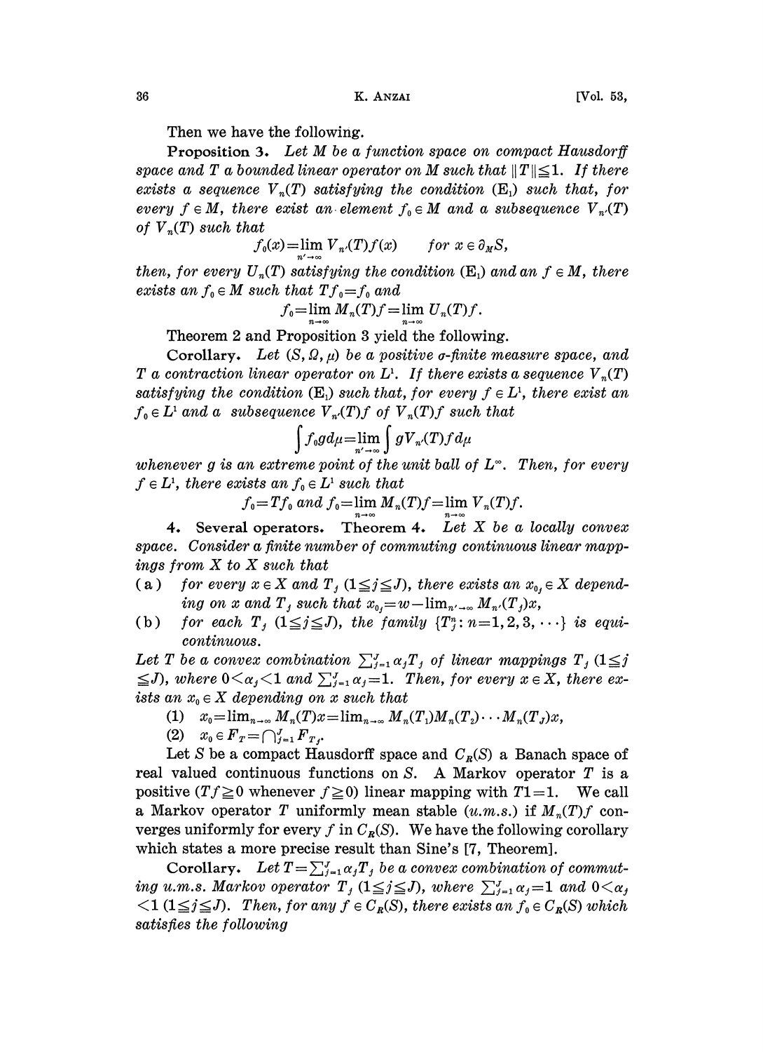Then we have the following.

**Proposition 3.** *Let $M$ be a function space on compact Hausdorff space and $T$ a bounded linear operator on $M$ such that $\|T\| \leqq 1$. If there exists a sequence $V_n(T)$ satisfying the condition* $(\mathrm{E}_1)$ *such that, for every $f \in M$, there exist an element $f_0 \in M$ and a subsequence $V_{n'}(T)$ of $V_n(T)$ such that*

$$f_0(x) = \lim_{n' \to \infty} V_{n'}(T) f(x) \qquad \text{for } x \in \partial_M S,$$

*then, for every $U_n(T)$ satisfying the condition* $(\mathrm{E}_1)$ *and an $f \in M$, there exists an $f_0 \in M$ such that $Tf_0 = f_0$ and*

$$f_0 = \lim_{n \to \infty} M_n(T) f = \lim_{n \to \infty} U_n(T) f.$$

Theorem 2 and Proposition 3 yield the following.

**Corollary.** *Let $(S, \Omega, \mu)$ be a positive $\sigma$-finite measure space, and $T$ a contraction linear operator on $L^1$. If there exists a sequence $V_n(T)$ satisfying the condition* $(\mathrm{E}_1)$ *such that, for every $f \in L^1$, there exist an $f_0 \in L^1$ and a subsequence $V_{n'}(T)f$ of $V_n(T)f$ such that*

$$\int f_0 g \, d\mu = \lim_{n' \to \infty} \int g V_{n'}(T) f \, d\mu$$

*whenever $g$ is an extreme point of the unit ball of $L^\infty$. Then, for every $f \in L^1$, there exists an $f_0 \in L^1$ such that*

$$f_0 = Tf_0 \text{ and } f_0 = \lim_{n \to \infty} M_n(T) f = \lim_{n \to \infty} V_n(T) f.$$

## 4. Several operators.

**Theorem 4.** *Let $X$ be a locally convex space. Consider a finite number of commuting continuous linear mappings from $X$ to $X$ such that*

(a) *for every $x \in X$ and $T_j$ $(1 \leqq j \leqq J)$, there exists an $x_{0_j} \in X$ depending on $x$ and $T_j$ such that $x_{0_j} = w\text{-}\lim_{n' \to \infty} M_{n'}(T_j)x$,*

(b) *for each $T_j$ $(1 \leqq j \leqq J)$, the family $\{T_j^n : n = 1, 2, 3, \cdots\}$ is equicontinuous.*

*Let $T$ be a convex combination $\sum_{j=1}^{J} \alpha_j T_j$ of linear mappings $T_j$ $(1 \leqq j \leqq J)$, where $0 < \alpha_j < 1$ and $\sum_{j=1}^{J} \alpha_j = 1$. Then, for every $x \in X$, there exists an $x_0 \in X$ depending on $x$ such that*

(1) $x_0 = \lim_{n \to \infty} M_n(T)x = \lim_{n \to \infty} M_n(T_1) M_n(T_2) \cdots M_n(T_J) x$,

(2) $x_0 \in F_T = \bigcap_{j=1}^{J} F_{T_j}$.

Let $S$ be a compact Hausdorff space and $C_R(S)$ a Banach space of real valued continuous functions on $S$. A Markov operator $T$ is a positive ($Tf \geqq 0$ whenever $f \geqq 0$) linear mapping with $T1 = 1$. We call a Markov operator $T$ uniformly mean stable (*u.m.s.*) if $M_n(T)f$ converges uniformly for every $f$ in $C_R(S)$. We have the following corollary which states a more precise result than Sine's [7, Theorem].

**Corollary.** *Let $T = \sum_{j=1}^{J} \alpha_j T_j$ be a convex combination of commuting u.m.s. Markov operator $T_j$ $(1 \leqq j \leqq J)$, where $\sum_{j=1}^{J} \alpha_j = 1$ and $0 < \alpha_j < 1$ $(1 \leqq j \leqq J)$. Then, for any $f \in C_R(S)$, there exists an $f_0 \in C_R(S)$ which satisfies the following*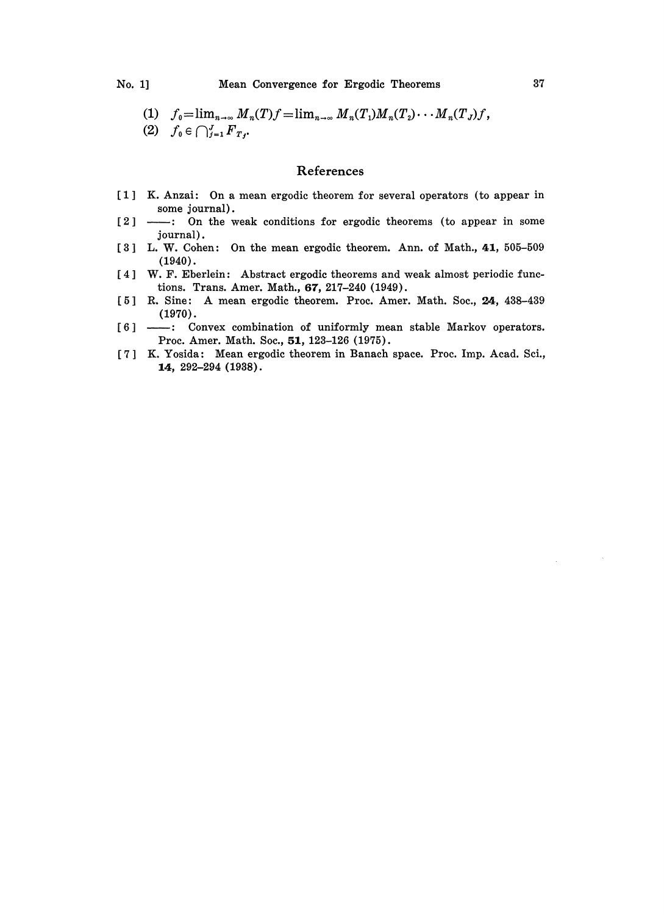(1) $f_0=\lim_{n\to\infty} M_n(T)f=\lim_{n\to\infty} M_n(T_1)M_n(T_2)\cdots M_n(T_J)f$,

(2) $f_0 \in \bigcap_{j=1}^{J} F_{T_j}$.

## References

[1] K. Anzai: On a mean ergodic theorem for several operators (to appear in some journal).

[2] ——: On the weak conditions for ergodic theorems (to appear in some journal).

[3] L. W. Cohen: On the mean ergodic theorem. Ann. of Math., **41**, 505–509 (1940).

[4] W. F. Eberlein: Abstract ergodic theorems and weak almost periodic functions. Trans. Amer. Math., **67**, 217–240 (1949).

[5] R. Sine: A mean ergodic theorem. Proc. Amer. Math. Soc., **24**, 438–439 (1970).

[6] ——: Convex combination of uniformly mean stable Markov operators. Proc. Amer. Math. Soc., **51**, 123–126 (1975).

[7] K. Yosida: Mean ergodic theorem in Banach space. Proc. Imp. Acad. Sci., **14**, 292–294 (1938).